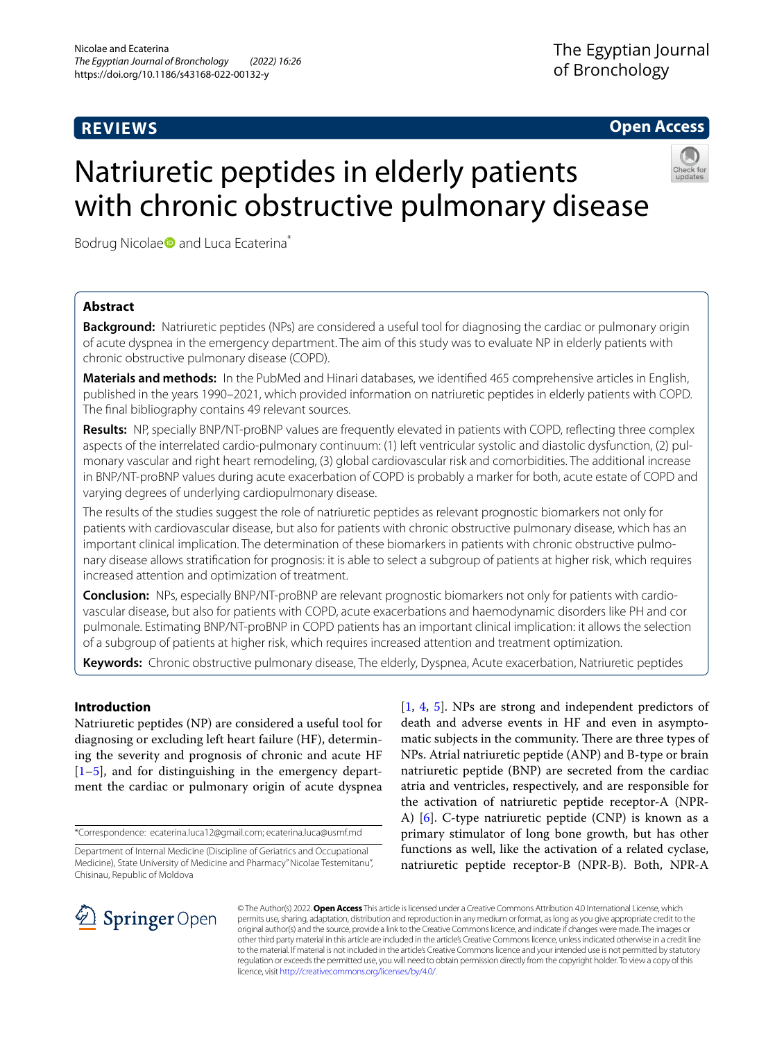REVIEWS

Open Access

# Natriuretic peptides in elderly patients with chronic obstructive pulmonary disease

Bodrug Nicolae and Luca Ecaterina*

## Abstract

**Background:** Natriuretic peptides (NPs) are considered a useful tool for diagnosing the cardiac or pulmonary origin of acute dyspnea in the emergency department. The aim of this study was to evaluate NP in elderly patients with chronic obstructive pulmonary disease (COPD).

**Materials and methods:** In the PubMed and Hinari databases, we identified 465 comprehensive articles in English, published in the years 1990–2021, which provided information on natriuretic peptides in elderly patients with COPD. The final bibliography contains 49 relevant sources.

**Results:** NP, specially BNP/NT-proBNP values are frequently elevated in patients with COPD, reflecting three complex aspects of the interrelated cardio-pulmonary continuum: (1) left ventricular systolic and diastolic dysfunction, (2) pulmonary vascular and right heart remodeling, (3) global cardiovascular risk and comorbidities. The additional increase in BNP/NT-proBNP values during acute exacerbation of COPD is probably a marker for both, acute estate of COPD and varying degrees of underlying cardiopulmonary disease.

The results of the studies suggest the role of natriuretic peptides as relevant prognostic biomarkers not only for patients with cardiovascular disease, but also for patients with chronic obstructive pulmonary disease, which has an important clinical implication. The determination of these biomarkers in patients with chronic obstructive pulmonary disease allows stratification for prognosis: it is able to select a subgroup of patients at higher risk, which requires increased attention and optimization of treatment.

**Conclusion:** NPs, especially BNP/NT-proBNP are relevant prognostic biomarkers not only for patients with cardiovascular disease, but also for patients with COPD, acute exacerbations and haemodynamic disorders like PH and cor pulmonale. Estimating BNP/NT-proBNP in COPD patients has an important clinical implication: it allows the selection of a subgroup of patients at higher risk, which requires increased attention and treatment optimization.

**Keywords:** Chronic obstructive pulmonary disease, The elderly, Dyspnea, Acute exacerbation, Natriuretic peptides

## Introduction

Natriuretic peptides (NP) are considered a useful tool for diagnosing or excluding left heart failure (HF), determining the severity and prognosis of chronic and acute HF [1–5], and for distinguishing in the emergency department the cardiac or pulmonary origin of acute dyspnea [1, 4, 5]. NPs are strong and independent predictors of death and adverse events in HF and even in asymptomatic subjects in the community. There are three types of NPs. Atrial natriuretic peptide (ANP) and B-type or brain natriuretic peptide (BNP) are secreted from the cardiac atria and ventricles, respectively, and are responsible for the activation of natriuretic peptide receptor-A (NPR-A) [6]. C-type natriuretic peptide (CNP) is known as a primary stimulator of long bone growth, but has other functions as well, like the activation of a related cyclase, natriuretic peptide receptor-B (NPR-B). Both, NPR-A

*Correspondence: ecaterina.luca12@gmail.com; ecaterina.luca@usmf.md

Department of Internal Medicine (Discipline of Geriatrics and Occupational Medicine), State University of Medicine and Pharmacy "Nicolae Testemitanu", Chisinau, Republic of Moldova

© The Author(s) 2022. **Open Access** This article is licensed under a Creative Commons Attribution 4.0 International License, which permits use, sharing, adaptation, distribution and reproduction in any medium or format, as long as you give appropriate credit to the original author(s) and the source, provide a link to the Creative Commons licence, and indicate if changes were made. The images or other third party material in this article are included in the article's Creative Commons licence, unless indicated otherwise in a credit line to the material. If material is not included in the article's Creative Commons licence and your intended use is not permitted by statutory regulation or exceeds the permitted use, you will need to obtain permission directly from the copyright holder. To view a copy of this licence, visit http://creativecommons.org/licenses/by/4.0/.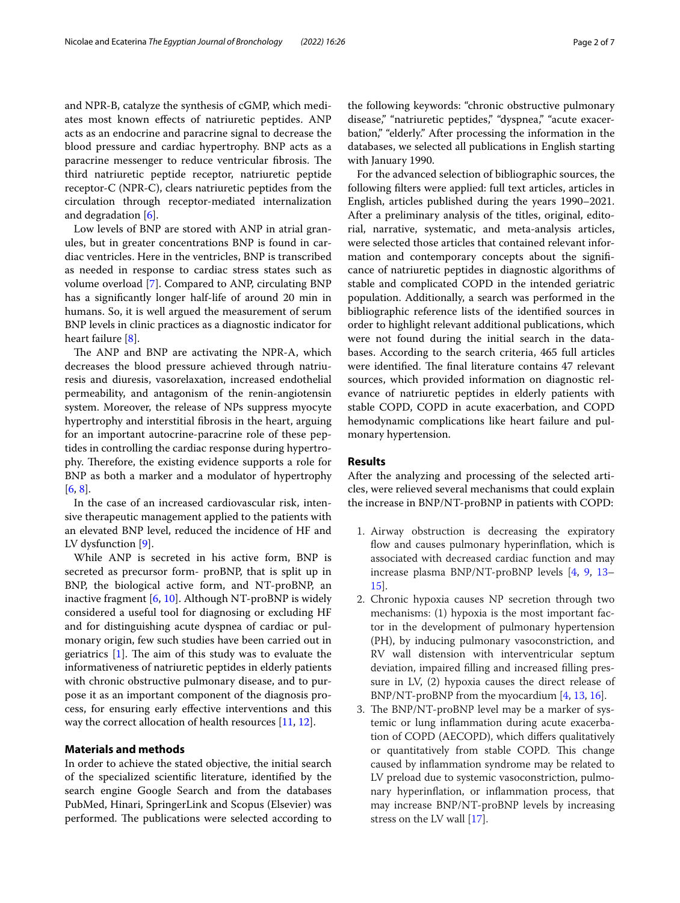and NPR-B, catalyze the synthesis of cGMP, which mediates most known effects of natriuretic peptides. ANP acts as an endocrine and paracrine signal to decrease the blood pressure and cardiac hypertrophy. BNP acts as a paracrine messenger to reduce ventricular fibrosis. The third natriuretic peptide receptor, natriuretic peptide receptor-C (NPR-C), clears natriuretic peptides from the circulation through receptor-mediated internalization and degradation [6].

Low levels of BNP are stored with ANP in atrial granules, but in greater concentrations BNP is found in cardiac ventricles. Here in the ventricles, BNP is transcribed as needed in response to cardiac stress states such as volume overload [7]. Compared to ANP, circulating BNP has a significantly longer half-life of around 20 min in humans. So, it is well argued the measurement of serum BNP levels in clinic practices as a diagnostic indicator for heart failure [8].

The ANP and BNP are activating the NPR-A, which decreases the blood pressure achieved through natriuresis and diuresis, vasorelaxation, increased endothelial permeability, and antagonism of the renin-angiotensin system. Moreover, the release of NPs suppress myocyte hypertrophy and interstitial fibrosis in the heart, arguing for an important autocrine-paracrine role of these peptides in controlling the cardiac response during hypertrophy. Therefore, the existing evidence supports a role for BNP as both a marker and a modulator of hypertrophy [6, 8].

In the case of an increased cardiovascular risk, intensive therapeutic management applied to the patients with an elevated BNP level, reduced the incidence of HF and LV dysfunction [9].

While ANP is secreted in his active form, BNP is secreted as precursor form- proBNP, that is split up in BNP, the biological active form, and NT-proBNP, an inactive fragment [6, 10]. Although NT-proBNP is widely considered a useful tool for diagnosing or excluding HF and for distinguishing acute dyspnea of cardiac or pulmonary origin, few such studies have been carried out in geriatrics [1]. The aim of this study was to evaluate the informativeness of natriuretic peptides in elderly patients with chronic obstructive pulmonary disease, and to purpose it as an important component of the diagnosis process, for ensuring early effective interventions and this way the correct allocation of health resources [11, 12].

## Materials and methods

In order to achieve the stated objective, the initial search of the specialized scientific literature, identified by the search engine Google Search and from the databases PubMed, Hinari, SpringerLink and Scopus (Elsevier) was performed. The publications were selected according to the following keywords: "chronic obstructive pulmonary disease," "natriuretic peptides," "dyspnea," "acute exacerbation," "elderly." After processing the information in the databases, we selected all publications in English starting with January 1990.

For the advanced selection of bibliographic sources, the following filters were applied: full text articles, articles in English, articles published during the years 1990–2021. After a preliminary analysis of the titles, original, editorial, narrative, systematic, and meta-analysis articles, were selected those articles that contained relevant information and contemporary concepts about the significance of natriuretic peptides in diagnostic algorithms of stable and complicated COPD in the intended geriatric population. Additionally, a search was performed in the bibliographic reference lists of the identified sources in order to highlight relevant additional publications, which were not found during the initial search in the databases. According to the search criteria, 465 full articles were identified. The final literature contains 47 relevant sources, which provided information on diagnostic relevance of natriuretic peptides in elderly patients with stable COPD, COPD in acute exacerbation, and COPD hemodynamic complications like heart failure and pulmonary hypertension.

## Results

After the analyzing and processing of the selected articles, were relieved several mechanisms that could explain the increase in BNP/NT-proBNP in patients with COPD:

1. Airway obstruction is decreasing the expiratory flow and causes pulmonary hyperinflation, which is associated with decreased cardiac function and may increase plasma BNP/NT-proBNP levels [4, 9, 13–15].
2. Chronic hypoxia causes NP secretion through two mechanisms: (1) hypoxia is the most important factor in the development of pulmonary hypertension (PH), by inducing pulmonary vasoconstriction, and RV wall distension with interventricular septum deviation, impaired filling and increased filling pressure in LV, (2) hypoxia causes the direct release of BNP/NT-proBNP from the myocardium [4, 13, 16].
3. The BNP/NT-proBNP level may be a marker of systemic or lung inflammation during acute exacerbation of COPD (AECOPD), which differs qualitatively or quantitatively from stable COPD. This change caused by inflammation syndrome may be related to LV preload due to systemic vasoconstriction, pulmonary hyperinflation, or inflammation process, that may increase BNP/NT-proBNP levels by increasing stress on the LV wall [17].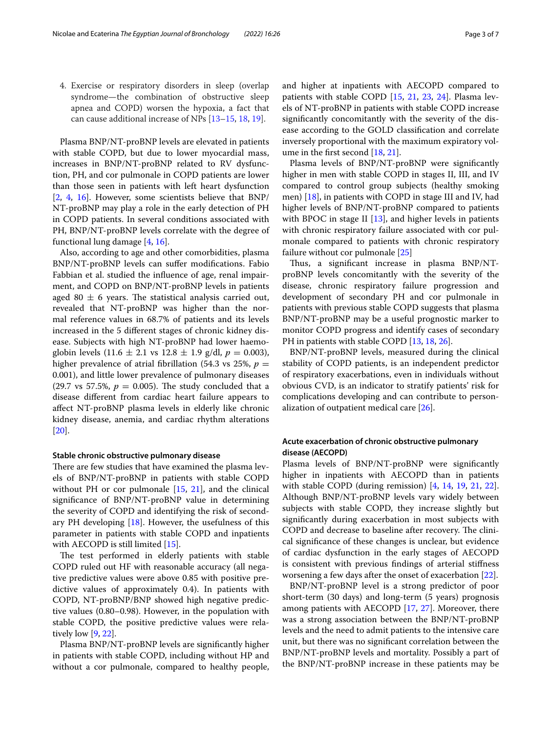4. Exercise or respiratory disorders in sleep (overlap syndrome—the combination of obstructive sleep apnea and COPD) worsen the hypoxia, a fact that can cause additional increase of NPs [13–15, 18, 19].

Plasma BNP/NT-proBNP levels are elevated in patients with stable COPD, but due to lower myocardial mass, increases in BNP/NT-proBNP related to RV dysfunction, PH, and cor pulmonale in COPD patients are lower than those seen in patients with left heart dysfunction [2, 4, 16]. However, some scientists believe that BNP/NT-proBNP may play a role in the early detection of PH in COPD patients. In several conditions associated with PH, BNP/NT-proBNP levels correlate with the degree of functional lung damage [4, 16].

Also, according to age and other comorbidities, plasma BNP/NT-proBNP levels can suffer modifications. Fabio Fabbian et al. studied the influence of age, renal impairment, and COPD on BNP/NT-proBNP levels in patients aged 80 ± 6 years. The statistical analysis carried out, revealed that NT-proBNP was higher than the normal reference values in 68.7% of patients and its levels increased in the 5 different stages of chronic kidney disease. Subjects with high NT-proBNP had lower haemoglobin levels (11.6 ± 2.1 vs 12.8 ± 1.9 g/dl, $p = 0.003$), higher prevalence of atrial fibrillation (54.3 vs 25%, $p = 0.001$), and little lower prevalence of pulmonary diseases (29.7 vs 57.5%, $p = 0.005$). The study concluded that a disease different from cardiac heart failure appears to affect NT-proBNP plasma levels in elderly like chronic kidney disease, anemia, and cardiac rhythm alterations [20].

### Stable chronic obstructive pulmonary disease

There are few studies that have examined the plasma levels of BNP/NT-proBNP in patients with stable COPD without PH or cor pulmonale [15, 21], and the clinical significance of BNP/NT-proBNP value in determining the severity of COPD and identifying the risk of secondary PH developing [18]. However, the usefulness of this parameter in patients with stable COPD and inpatients with AECOPD is still limited [15].

The test performed in elderly patients with stable COPD ruled out HF with reasonable accuracy (all negative predictive values were above 0.85 with positive predictive values of approximately 0.4). In patients with COPD, NT-proBNP/BNP showed high negative predictive values (0.80–0.98). However, in the population with stable COPD, the positive predictive values were relatively low [9, 22].

Plasma BNP/NT-proBNP levels are significantly higher in patients with stable COPD, including without HP and without a cor pulmonale, compared to healthy people, and higher at inpatients with AECOPD compared to patients with stable COPD [15, 21, 23, 24]. Plasma levels of NT-proBNP in patients with stable COPD increase significantly concomitantly with the severity of the disease according to the GOLD classification and correlate inversely proportional with the maximum expiratory volume in the first second [18, 21].

Plasma levels of BNP/NT-proBNP were significantly higher in men with stable COPD in stages II, III, and IV compared to control group subjects (healthy smoking men) [18], in patients with COPD in stage III and IV, had higher levels of NT-proBNP compared to patients with BPOC in stage II [13], and higher levels in patients with chronic respiratory failure associated with cor pulmonale compared to patients with chronic respiratory failure without cor pulmonale [25]

Thus, a significant increase in plasma BNP/NT-proBNP levels concomitantly with the severity of the disease, chronic respiratory failure progression and development of secondary PH and cor pulmonale in patients with previous stable COPD suggests that plasma BNP/NT-proBNP may be a useful prognostic marker to monitor COPD progress and identify cases of secondary PH in patients with stable COPD [13, 18, 26].

BNP/NT-proBNP levels, measured during the clinical stability of COPD patients, is an independent predictor of respiratory exacerbations, even in individuals without obvious CVD, is an indicator to stratify patients' risk for complications developing and can contribute to personalization of outpatient medical care [26].

### Acute exacerbation of chronic obstructive pulmonary disease (AECOPD)

Plasma levels of BNP/NT-proBNP were significantly higher in inpatients with AECOPD than in patients with stable COPD (during remission) [4, 14, 19, 21, 22]. Although BNP/NT-proBNP levels vary widely between subjects with stable COPD, they increase slightly but significantly during exacerbation in most subjects with COPD and decrease to baseline after recovery. The clinical significance of these changes is unclear, but evidence of cardiac dysfunction in the early stages of AECOPD is consistent with previous findings of arterial stiffness worsening a few days after the onset of exacerbation [22].

BNP/NT-proBNP level is a strong predictor of poor short-term (30 days) and long-term (5 years) prognosis among patients with AECOPD [17, 27]. Moreover, there was a strong association between the BNP/NT-proBNP levels and the need to admit patients to the intensive care unit, but there was no significant correlation between the BNP/NT-proBNP levels and mortality. Possibly a part of the BNP/NT-proBNP increase in these patients may be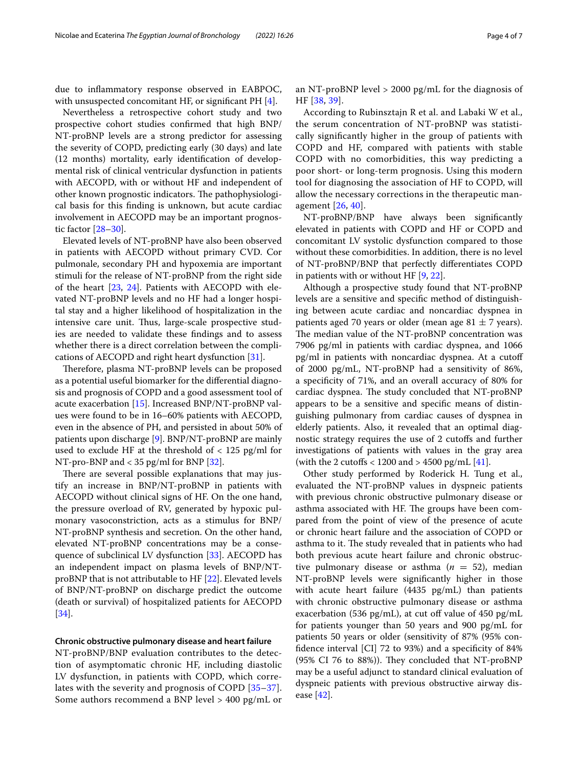due to inflammatory response observed in EABPOC, with unsuspected concomitant HF, or significant PH [4].

Nevertheless a retrospective cohort study and two prospective cohort studies confirmed that high BNP/NT-proBNP levels are a strong predictor for assessing the severity of COPD, predicting early (30 days) and late (12 months) mortality, early identification of developmental risk of clinical ventricular dysfunction in patients with AECOPD, with or without HF and independent of other known prognostic indicators. The pathophysiological basis for this finding is unknown, but acute cardiac involvement in AECOPD may be an important prognostic factor [28–30].

Elevated levels of NT-proBNP have also been observed in patients with AECOPD without primary CVD. Cor pulmonale, secondary PH and hypoxemia are important stimuli for the release of NT-proBNP from the right side of the heart [23, 24]. Patients with AECOPD with elevated NT-proBNP levels and no HF had a longer hospital stay and a higher likelihood of hospitalization in the intensive care unit. Thus, large-scale prospective studies are needed to validate these findings and to assess whether there is a direct correlation between the complications of AECOPD and right heart dysfunction [31].

Therefore, plasma NT-proBNP levels can be proposed as a potential useful biomarker for the differential diagnosis and prognosis of COPD and a good assessment tool of acute exacerbation [15]. Increased BNP/NT-proBNP values were found to be in 16–60% patients with AECOPD, even in the absence of PH, and persisted in about 50% of patients upon discharge [9]. BNP/NT-proBNP are mainly used to exclude HF at the threshold of < 125 pg/ml for NT-pro-BNP and < 35 pg/ml for BNP [32].

There are several possible explanations that may justify an increase in BNP/NT-proBNP in patients with AECOPD without clinical signs of HF. On the one hand, the pressure overload of RV, generated by hypoxic pulmonary vasoconstriction, acts as a stimulus for BNP/NT-proBNP synthesis and secretion. On the other hand, elevated NT-proBNP concentrations may be a consequence of subclinical LV dysfunction [33]. AECOPD has an independent impact on plasma levels of BNP/NT-proBNP that is not attributable to HF [22]. Elevated levels of BNP/NT-proBNP on discharge predict the outcome (death or survival) of hospitalized patients for AECOPD [34].

#### Chronic obstructive pulmonary disease and heart failure

NT-proBNP/BNP evaluation contributes to the detection of asymptomatic chronic HF, including diastolic LV dysfunction, in patients with COPD, which correlates with the severity and prognosis of COPD [35–37]. Some authors recommend a BNP level > 400 pg/mL or an NT-proBNP level > 2000 pg/mL for the diagnosis of HF [38, 39].

According to Rubinsztajn R et al. and Labaki W et al., the serum concentration of NT-proBNP was statistically significantly higher in the group of patients with COPD and HF, compared with patients with stable COPD with no comorbidities, this way predicting a poor short- or long-term prognosis. Using this modern tool for diagnosing the association of HF to COPD, will allow the necessary corrections in the therapeutic management [26, 40].

NT-proBNP/BNP have always been significantly elevated in patients with COPD and HF or COPD and concomitant LV systolic dysfunction compared to those without these comorbidities. In addition, there is no level of NT-proBNP/BNP that perfectly differentiates COPD in patients with or without HF [9, 22].

Although a prospective study found that NT-proBNP levels are a sensitive and specific method of distinguishing between acute cardiac and noncardiac dyspnea in patients aged 70 years or older (mean age 81 ± 7 years). The median value of the NT-proBNP concentration was 7906 pg/ml in patients with cardiac dyspnea, and 1066 pg/ml in patients with noncardiac dyspnea. At a cutoff of 2000 pg/mL, NT-proBNP had a sensitivity of 86%, a specificity of 71%, and an overall accuracy of 80% for cardiac dyspnea. The study concluded that NT-proBNP appears to be a sensitive and specific means of distinguishing pulmonary from cardiac causes of dyspnea in elderly patients. Also, it revealed that an optimal diagnostic strategy requires the use of 2 cutoffs and further investigations of patients with values in the gray area (with the 2 cutoffs < 1200 and > 4500 pg/mL [41].

Other study performed by Roderick H. Tung et al., evaluated the NT-proBNP values in dyspneic patients with previous chronic obstructive pulmonary disease or asthma associated with HF. The groups have been compared from the point of view of the presence of acute or chronic heart failure and the association of COPD or asthma to it. The study revealed that in patients who had both previous acute heart failure and chronic obstructive pulmonary disease or asthma ($n = 52$), median NT-proBNP levels were significantly higher in those with acute heart failure (4435 pg/mL) than patients with chronic obstructive pulmonary disease or asthma exacerbation (536 pg/mL), at cut off value of 450 pg/mL for patients younger than 50 years and 900 pg/mL for patients 50 years or older (sensitivity of 87% (95% confidence interval [CI] 72 to 93%) and a specificity of 84% (95% CI 76 to 88%)). They concluded that NT-proBNP may be a useful adjunct to standard clinical evaluation of dyspneic patients with previous obstructive airway disease [42].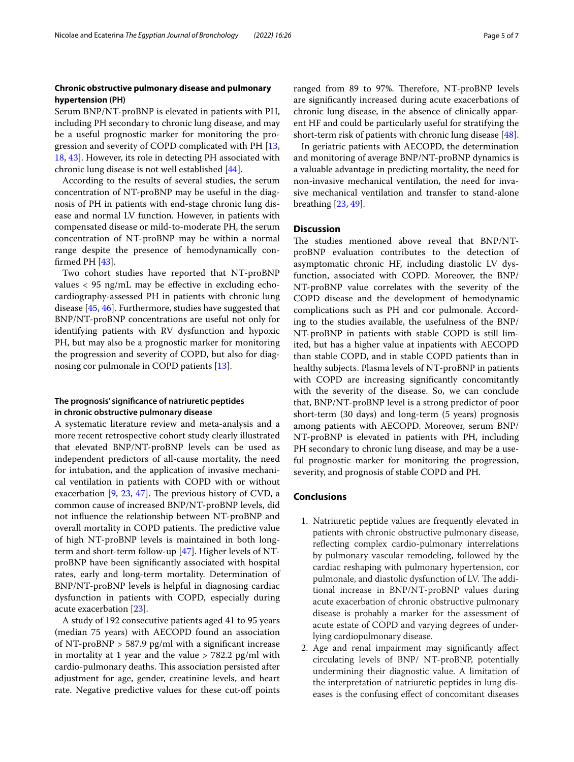### Chronic obstructive pulmonary disease and pulmonary hypertension (PH)

Serum BNP/NT-proBNP is elevated in patients with PH, including PH secondary to chronic lung disease, and may be a useful prognostic marker for monitoring the progression and severity of COPD complicated with PH [13, 18, 43]. However, its role in detecting PH associated with chronic lung disease is not well established [44].

According to the results of several studies, the serum concentration of NT-proBNP may be useful in the diagnosis of PH in patients with end-stage chronic lung disease and normal LV function. However, in patients with compensated disease or mild-to-moderate PH, the serum concentration of NT-proBNP may be within a normal range despite the presence of hemodynamically confirmed PH [43].

Two cohort studies have reported that NT-proBNP values < 95 ng/mL may be effective in excluding echocardiography-assessed PH in patients with chronic lung disease [45, 46]. Furthermore, studies have suggested that BNP/NT-proBNP concentrations are useful not only for identifying patients with RV dysfunction and hypoxic PH, but may also be a prognostic marker for monitoring the progression and severity of COPD, but also for diagnosing cor pulmonale in COPD patients [13].

### The prognosis' significance of natriuretic peptides in chronic obstructive pulmonary disease

A systematic literature review and meta-analysis and a more recent retrospective cohort study clearly illustrated that elevated BNP/NT-proBNP levels can be used as independent predictors of all-cause mortality, the need for intubation, and the application of invasive mechanical ventilation in patients with COPD with or without exacerbation [9, 23, 47]. The previous history of CVD, a common cause of increased BNP/NT-proBNP levels, did not influence the relationship between NT-proBNP and overall mortality in COPD patients. The predictive value of high NT-proBNP levels is maintained in both long-term and short-term follow-up [47]. Higher levels of NT-proBNP have been significantly associated with hospital rates, early and long-term mortality. Determination of BNP/NT-proBNP levels is helpful in diagnosing cardiac dysfunction in patients with COPD, especially during acute exacerbation [23].

A study of 192 consecutive patients aged 41 to 95 years (median 75 years) with AECOPD found an association of NT-proBNP > 587.9 pg/ml with a significant increase in mortality at 1 year and the value > 782.2 pg/ml with cardio-pulmonary deaths. This association persisted after adjustment for age, gender, creatinine levels, and heart rate. Negative predictive values for these cut-off points ranged from 89 to 97%. Therefore, NT-proBNP levels are significantly increased during acute exacerbations of chronic lung disease, in the absence of clinically apparent HF and could be particularly useful for stratifying the short-term risk of patients with chronic lung disease [48].

In geriatric patients with AECOPD, the determination and monitoring of average BNP/NT-proBNP dynamics is a valuable advantage in predicting mortality, the need for non-invasive mechanical ventilation, the need for invasive mechanical ventilation and transfer to stand-alone breathing [23, 49].

## Discussion

The studies mentioned above reveal that BNP/NT-proBNP evaluation contributes to the detection of asymptomatic chronic HF, including diastolic LV dysfunction, associated with COPD. Moreover, the BNP/NT-proBNP value correlates with the severity of the COPD disease and the development of hemodynamic complications such as PH and cor pulmonale. According to the studies available, the usefulness of the BNP/NT-proBNP in patients with stable COPD is still limited, but has a higher value at inpatients with AECOPD than stable COPD, and in stable COPD patients than in healthy subjects. Plasma levels of NT-proBNP in patients with COPD are increasing significantly concomitantly with the severity of the disease. So, we can conclude that, BNP/NT-proBNP level is a strong predictor of poor short-term (30 days) and long-term (5 years) prognosis among patients with AECOPD. Moreover, serum BNP/NT-proBNP is elevated in patients with PH, including PH secondary to chronic lung disease, and may be a useful prognostic marker for monitoring the progression, severity, and prognosis of stable COPD and PH.

## Conclusions

1. Natriuretic peptide values are frequently elevated in patients with chronic obstructive pulmonary disease, reflecting complex cardio-pulmonary interrelations by pulmonary vascular remodeling, followed by the cardiac reshaping with pulmonary hypertension, cor pulmonale, and diastolic dysfunction of LV. The additional increase in BNP/NT-proBNP values during acute exacerbation of chronic obstructive pulmonary disease is probably a marker for the assessment of acute estate of COPD and varying degrees of underlying cardiopulmonary disease.
2. Age and renal impairment may significantly affect circulating levels of BNP/ NT-proBNP, potentially undermining their diagnostic value. A limitation of the interpretation of natriuretic peptides in lung diseases is the confusing effect of concomitant diseases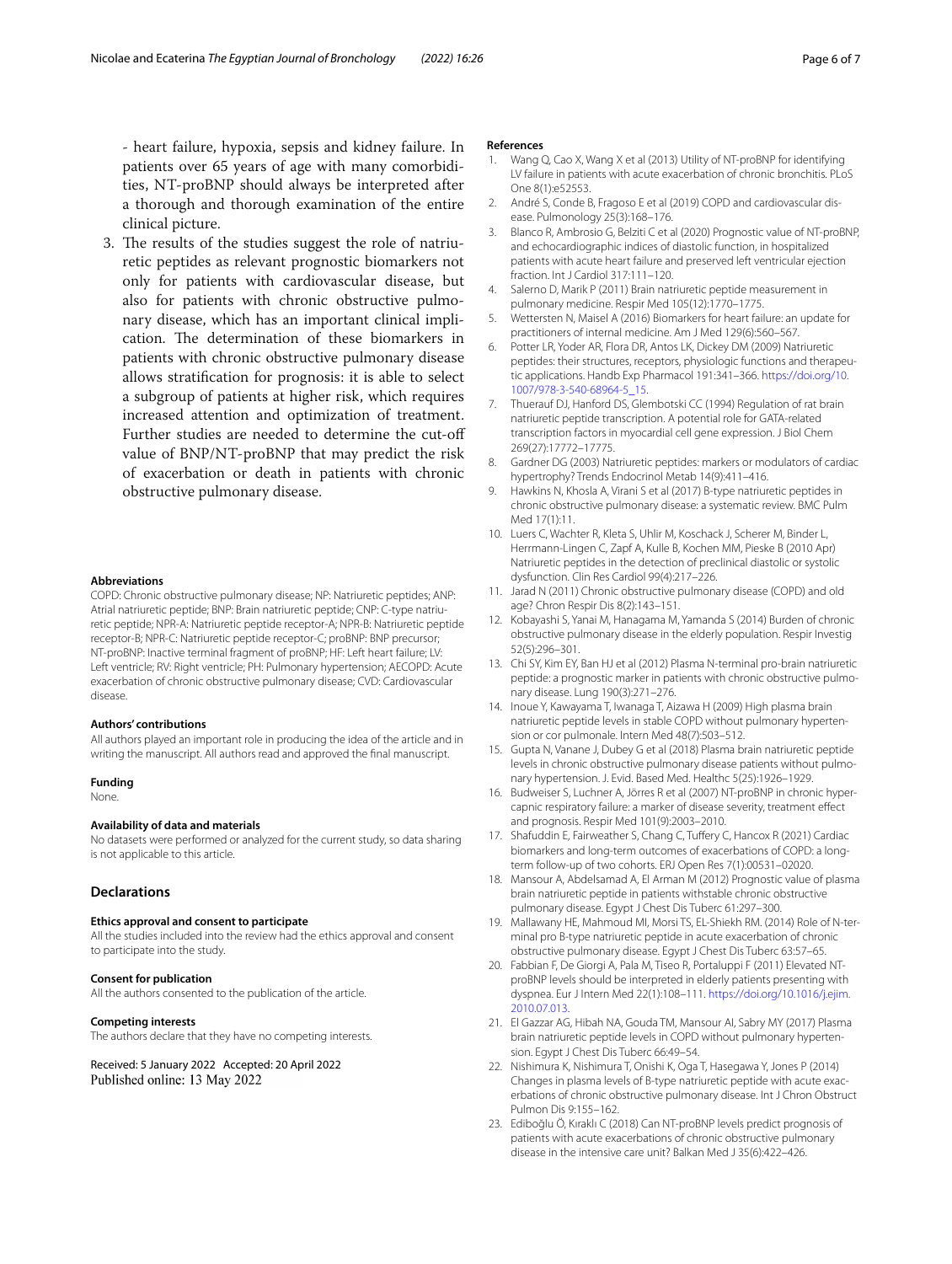- heart failure, hypoxia, sepsis and kidney failure. In patients over 65 years of age with many comorbidities, NT-proBNP should always be interpreted after a thorough and thorough examination of the entire clinical picture.

3. The results of the studies suggest the role of natriuretic peptides as relevant prognostic biomarkers not only for patients with cardiovascular disease, but also for patients with chronic obstructive pulmonary disease, which has an important clinical implication. The determination of these biomarkers in patients with chronic obstructive pulmonary disease allows stratification for prognosis: it is able to select a subgroup of patients at higher risk, which requires increased attention and optimization of treatment. Further studies are needed to determine the cut-off value of BNP/NT-proBNP that may predict the risk of exacerbation or death in patients with chronic obstructive pulmonary disease.

#### Abbreviations

COPD: Chronic obstructive pulmonary disease; NP: Natriuretic peptides; ANP: Atrial natriuretic peptide; BNP: Brain natriuretic peptide; CNP: C-type natriuretic peptide; NPR-A: Natriuretic peptide receptor-A; NPR-B: Natriuretic peptide receptor-B; NPR-C: Natriuretic peptide receptor-C; proBNP: BNP precursor; NT-proBNP: Inactive terminal fragment of proBNP; HF: Left heart failure; LV: Left ventricle; RV: Right ventricle; PH: Pulmonary hypertension; AECOPD: Acute exacerbation of chronic obstructive pulmonary disease; CVD: Cardiovascular disease.

#### Authors' contributions

All authors played an important role in producing the idea of the article and in writing the manuscript. All authors read and approved the final manuscript.

#### Funding

None.

#### Availability of data and materials

No datasets were performed or analyzed for the current study, so data sharing is not applicable to this article.

## Declarations

#### Ethics approval and consent to participate

All the studies included into the review had the ethics approval and consent to participate into the study.

#### Consent for publication

All the authors consented to the publication of the article.

#### Competing interests

The authors declare that they have no competing interests.

Received: 5 January 2022 Accepted: 20 April 2022
Published online: 13 May 2022

#### References

1. Wang Q, Cao X, Wang X et al (2013) Utility of NT-proBNP for identifying LV failure in patients with acute exacerbation of chronic bronchitis. PLoS One 8(1):e52553.
2. André S, Conde B, Fragoso E et al (2019) COPD and cardiovascular disease. Pulmonology 25(3):168–176.
3. Blanco R, Ambrosio G, Belziti C et al (2020) Prognostic value of NT-proBNP, and echocardiographic indices of diastolic function, in hospitalized patients with acute heart failure and preserved left ventricular ejection fraction. Int J Cardiol 317:111–120.
4. Salerno D, Marik P (2011) Brain natriuretic peptide measurement in pulmonary medicine. Respir Med 105(12):1770–1775.
5. Wettersten N, Maisel A (2016) Biomarkers for heart failure: an update for practitioners of internal medicine. Am J Med 129(6):560–567.
6. Potter LR, Yoder AR, Flora DR, Antos LK, Dickey DM (2009) Natriuretic peptides: their structures, receptors, physiologic functions and therapeutic applications. Handb Exp Pharmacol 191:341–366. https://doi.org/10.1007/978-3-540-68964-5_15.
7. Thuerauf DJ, Hanford DS, Glembotski CC (1994) Regulation of rat brain natriuretic peptide transcription. A potential role for GATA-related transcription factors in myocardial cell gene expression. J Biol Chem 269(27):17772–17775.
8. Gardner DG (2003) Natriuretic peptides: markers or modulators of cardiac hypertrophy? Trends Endocrinol Metab 14(9):411–416.
9. Hawkins N, Khosla A, Virani S et al (2017) B-type natriuretic peptides in chronic obstructive pulmonary disease: a systematic review. BMC Pulm Med 17(1):11.
10. Luers C, Wachter R, Kleta S, Uhlir M, Koschack J, Scherer M, Binder L, Herrmann-Lingen C, Zapf A, Kulle B, Kochen MM, Pieske B (2010 Apr) Natriuretic peptides in the detection of preclinical diastolic or systolic dysfunction. Clin Res Cardiol 99(4):217–226.
11. Jarad N (2011) Chronic obstructive pulmonary disease (COPD) and old age? Chron Respir Dis 8(2):143–151.
12. Kobayashi S, Yanai M, Hanagama M, Yamanda S (2014) Burden of chronic obstructive pulmonary disease in the elderly population. Respir Investig 52(5):296–301.
13. Chi SY, Kim EY, Ban HJ et al (2012) Plasma N-terminal pro-brain natriuretic peptide: a prognostic marker in patients with chronic obstructive pulmonary disease. Lung 190(3):271–276.
14. Inoue Y, Kawayama T, Iwanaga T, Aizawa H (2009) High plasma brain natriuretic peptide levels in stable COPD without pulmonary hypertension or cor pulmonale. Intern Med 48(7):503–512.
15. Gupta N, Vanane J, Dubey G et al (2018) Plasma brain natriuretic peptide levels in chronic obstructive pulmonary disease patients without pulmonary hypertension. J. Evid. Based Med. Healthc 5(25):1926–1929.
16. Budweiser S, Luchner A, Jörres R et al (2007) NT-proBNP in chronic hypercapnic respiratory failure: a marker of disease severity, treatment effect and prognosis. Respir Med 101(9):2003–2010.
17. Shafuddin E, Fairweather S, Chang C, Tuffery C, Hancox R (2021) Cardiac biomarkers and long-term outcomes of exacerbations of COPD: a long-term follow-up of two cohorts. ERJ Open Res 7(1):00531–02020.
18. Mansour A, Abdelsamad A, El Arman M (2012) Prognostic value of plasma brain natriuretic peptide in patients withstable chronic obstructive pulmonary disease. Egypt J Chest Dis Tuberc 61:297–300.
19. Mallawany HE, Mahmoud MI, Morsi TS, EL-Shiekh RM. (2014) Role of N-terminal pro B-type natriuretic peptide in acute exacerbation of chronic obstructive pulmonary disease. Egypt J Chest Dis Tuberc 63:57–65.
20. Fabbian F, De Giorgi A, Pala M, Tiseo R, Portaluppi F (2011) Elevated NT-proBNP levels should be interpreted in elderly patients presenting with dyspnea. Eur J Intern Med 22(1):108–111. https://doi.org/10.1016/j.ejim.2010.07.013.
21. El Gazzar AG, Hibah NA, Gouda TM, Mansour AI, Sabry MY (2017) Plasma brain natriuretic peptide levels in COPD without pulmonary hypertension. Egypt J Chest Dis Tuberc 66:49–54.
22. Nishimura K, Nishimura T, Onishi K, Oga T, Hasegawa Y, Jones P (2014) Changes in plasma levels of B-type natriuretic peptide with acute exacerbations of chronic obstructive pulmonary disease. Int J Chron Obstruct Pulmon Dis 9:155–162.
23. Ediboğlu Ö, Kıraklı C (2018) Can NT-proBNP levels predict prognosis of patients with acute exacerbations of chronic obstructive pulmonary disease in the intensive care unit? Balkan Med J 35(6):422–426.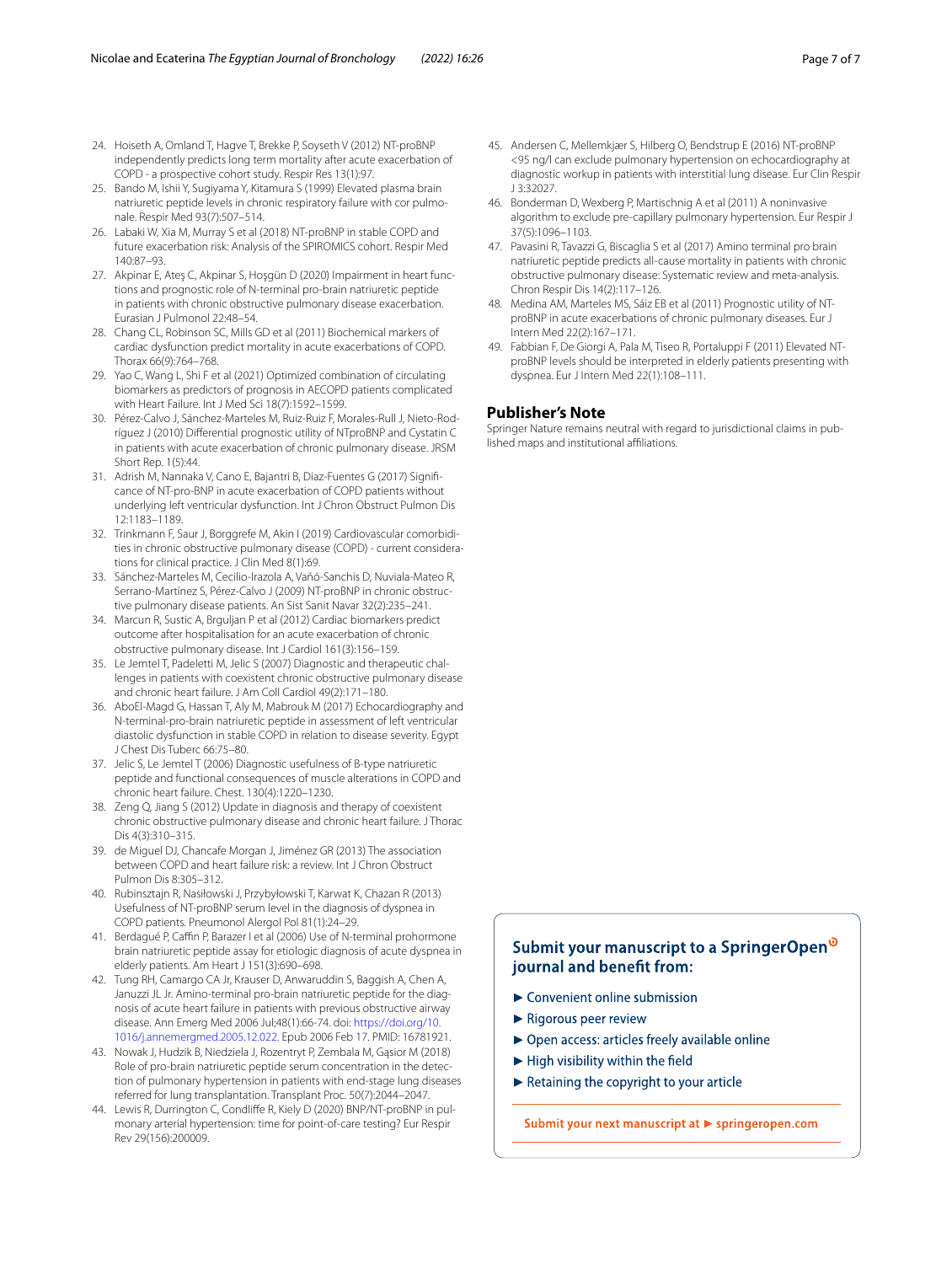24. Hoiseth A, Omland T, Hagve T, Brekke P, Soyseth V (2012) NT-proBNP independently predicts long term mortality after acute exacerbation of COPD - a prospective cohort study. Respir Res 13(1):97.
25. Bando M, Ishii Y, Sugiyama Y, Kitamura S (1999) Elevated plasma brain natriuretic peptide levels in chronic respiratory failure with cor pulmonale. Respir Med 93(7):507–514.
26. Labaki W, Xia M, Murray S et al (2018) NT-proBNP in stable COPD and future exacerbation risk: Analysis of the SPIROMICS cohort. Respir Med 140:87–93.
27. Akpinar E, Ateş C, Akpinar S, Hoşgün D (2020) Impairment in heart functions and prognostic role of N-terminal pro-brain natriuretic peptide in patients with chronic obstructive pulmonary disease exacerbation. Eurasian J Pulmonol 22:48–54.
28. Chang CL, Robinson SC, Mills GD et al (2011) Biochemical markers of cardiac dysfunction predict mortality in acute exacerbations of COPD. Thorax 66(9):764–768.
29. Yao C, Wang L, Shi F et al (2021) Optimized combination of circulating biomarkers as predictors of prognosis in AECOPD patients complicated with Heart Failure. Int J Med Sci 18(7):1592–1599.
30. Pérez-Calvo J, Sánchez-Marteles M, Ruiz-Ruiz F, Morales-Rull J, Nieto-Rodríguez J (2010) Differential prognostic utility of NTproBNP and Cystatin C in patients with acute exacerbation of chronic pulmonary disease. JRSM Short Rep. 1(5):44.
31. Adrish M, Nannaka V, Cano E, Bajantri B, Diaz-Fuentes G (2017) Significance of NT-pro-BNP in acute exacerbation of COPD patients without underlying left ventricular dysfunction. Int J Chron Obstruct Pulmon Dis 12:1183–1189.
32. Trinkmann F, Saur J, Borggrefe M, Akin I (2019) Cardiovascular comorbidities in chronic obstructive pulmonary disease (COPD) - current considerations for clinical practice. J Clin Med 8(1):69.
33. Sánchez-Marteles M, Cecilio-Irazola A, Vaňó-Sanchis D, Nuviala-Mateo R, Serrano-Martínez S, Pérez-Calvo J (2009) NT-proBNP in chronic obstructive pulmonary disease patients. An Sist Sanit Navar 32(2):235–241.
34. Marcun R, Sustic A, Brguljan P et al (2012) Cardiac biomarkers predict outcome after hospitalisation for an acute exacerbation of chronic obstructive pulmonary disease. Int J Cardiol 161(3):156–159.
35. Le Jemtel T, Padeletti M, Jelic S (2007) Diagnostic and therapeutic challenges in patients with coexistent chronic obstructive pulmonary disease and chronic heart failure. J Am Coll Cardiol 49(2):171–180.
36. AboEl-Magd G, Hassan T, Aly M, Mabrouk M (2017) Echocardiography and N-terminal-pro-brain natriuretic peptide in assessment of left ventricular diastolic dysfunction in stable COPD in relation to disease severity. Egypt J Chest Dis Tuberc 66:75–80.
37. Jelic S, Le Jemtel T (2006) Diagnostic usefulness of B-type natriuretic peptide and functional consequences of muscle alterations in COPD and chronic heart failure. Chest. 130(4):1220–1230.
38. Zeng Q, Jiang S (2012) Update in diagnosis and therapy of coexistent chronic obstructive pulmonary disease and chronic heart failure. J Thorac Dis 4(3):310–315.
39. de Miguel DJ, Chancafe Morgan J, Jiménez GR (2013) The association between COPD and heart failure risk: a review. Int J Chron Obstruct Pulmon Dis 8:305–312.
40. Rubinsztajn R, Nasiłowski J, Przybyłowski T, Karwat K, Chazan R (2013) Usefulness of NT-proBNP serum level in the diagnosis of dyspnea in COPD patients. Pneumonol Alergol Pol 81(1):24–29.
41. Berdagué P, Caffin P, Barazer I et al (2006) Use of N-terminal prohormone brain natriuretic peptide assay for etiologic diagnosis of acute dyspnea in elderly patients. Am Heart J 151(3):690–698.
42. Tung RH, Camargo CA Jr, Krauser D, Anwaruddin S, Baggish A, Chen A, Januzzi JL Jr. Amino-terminal pro-brain natriuretic peptide for the diagnosis of acute heart failure in patients with previous obstructive airway disease. Ann Emerg Med 2006 Jul;48(1):66-74. doi: https://doi.org/10.1016/j.annemergmed.2005.12.022. Epub 2006 Feb 17. PMID: 16781921.
43. Nowak J, Hudzik B, Niedziela J, Rozentryt P, Zembala M, Gąsior M (2018) Role of pro-brain natriuretic peptide serum concentration in the detection of pulmonary hypertension in patients with end-stage lung diseases referred for lung transplantation. Transplant Proc. 50(7):2044–2047.
44. Lewis R, Durrington C, Condliffe R, Kiely D (2020) BNP/NT-proBNP in pulmonary arterial hypertension: time for point-of-care testing? Eur Respir Rev 29(156):200009.
45. Andersen C, Mellemkjær S, Hilberg O, Bendstrup E (2016) NT-proBNP <95 ng/l can exclude pulmonary hypertension on echocardiography at diagnostic workup in patients with interstitial lung disease. Eur Clin Respir J 3:32027.
46. Bonderman D, Wexberg P, Martischnig A et al (2011) A noninvasive algorithm to exclude pre-capillary pulmonary hypertension. Eur Respir J 37(5):1096–1103.
47. Pavasini R, Tavazzi G, Biscaglia S et al (2017) Amino terminal pro brain natriuretic peptide predicts all-cause mortality in patients with chronic obstructive pulmonary disease: Systematic review and meta-analysis. Chron Respir Dis 14(2):117–126.
48. Medina AM, Marteles MS, Sáiz EB et al (2011) Prognostic utility of NT-proBNP in acute exacerbations of chronic pulmonary diseases. Eur J Intern Med 22(2):167–171.
49. Fabbian F, De Giorgi A, Pala M, Tiseo R, Portaluppi F (2011) Elevated NT-proBNP levels should be interpreted in elderly patients presenting with dyspnea. Eur J Intern Med 22(1):108–111.

## Publisher's Note

Springer Nature remains neutral with regard to jurisdictional claims in published maps and institutional affiliations.

**Submit your manuscript to a SpringerOpen journal and benefit from:**

- ► Convenient online submission
- ► Rigorous peer review
- ► Open access: articles freely available online
- ► High visibility within the field
- ► Retaining the copyright to your article

**Submit your next manuscript at ► springeropen.com**